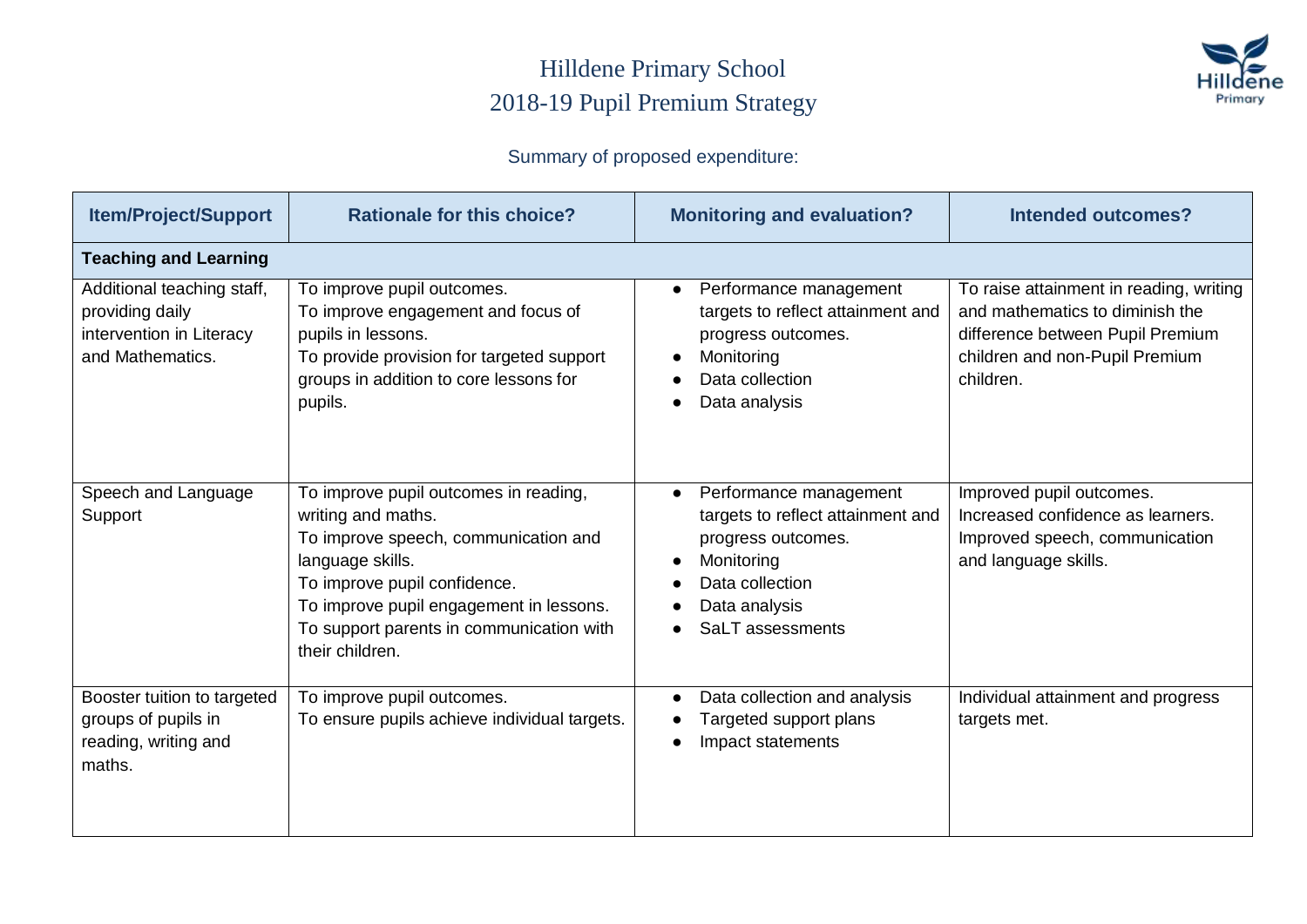# Hilldene Primary School
## 2018-19 Pupil Premium Strategy

Summary of proposed expenditure:

| Item/Project/Support | Rationale for this choice? | Monitoring and evaluation? | Intended outcomes? |
|---|---|---|---|
| **Teaching and Learning** | | | |
| Additional teaching staff, providing daily intervention in Literacy and Mathematics. | To improve pupil outcomes.<br>To improve engagement and focus of pupils in lessons.<br>To provide provision for targeted support groups in addition to core lessons for pupils. | • Performance management targets to reflect attainment and progress outcomes.<br>• Monitoring<br>• Data collection<br>• Data analysis | To raise attainment in reading, writing and mathematics to diminish the difference between Pupil Premium children and non-Pupil Premium children. |
| Speech and Language Support | To improve pupil outcomes in reading, writing and maths.<br>To improve speech, communication and language skills.<br>To improve pupil confidence.<br>To improve pupil engagement in lessons.<br>To support parents in communication with their children. | • Performance management targets to reflect attainment and progress outcomes.<br>• Monitoring<br>• Data collection<br>• Data analysis<br>• SaLT assessments | Improved pupil outcomes.<br>Increased confidence as learners.<br>Improved speech, communication and language skills. |
| Booster tuition to targeted groups of pupils in reading, writing and maths. | To improve pupil outcomes.<br>To ensure pupils achieve individual targets. | • Data collection and analysis<br>• Targeted support plans<br>• Impact statements | Individual attainment and progress targets met. |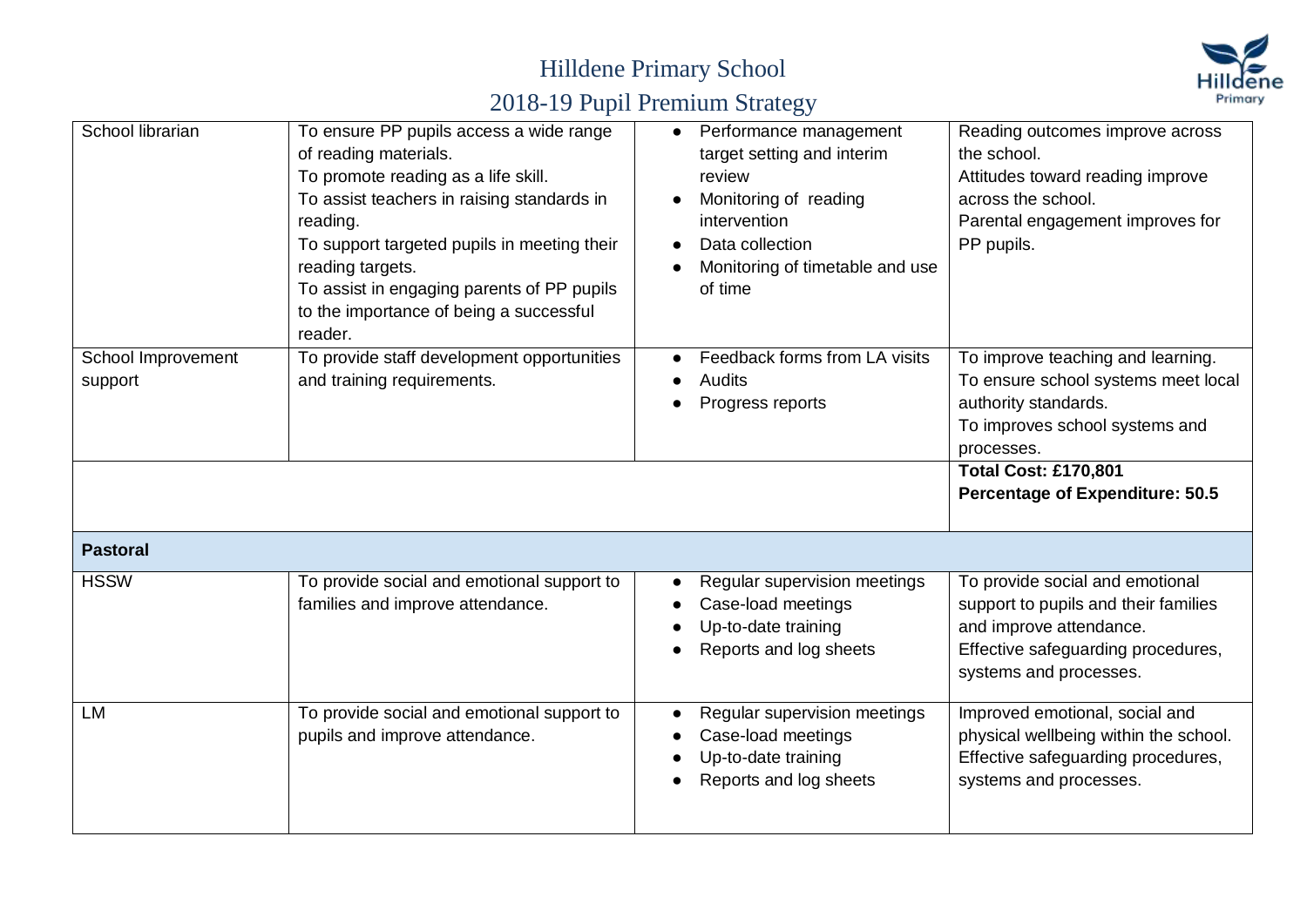# Hilldene Primary School

## 2018-19 Pupil Premium Strategy

| | | | |
|---|---|---|---|
| School librarian | To ensure PP pupils access a wide range of reading materials.<br>To promote reading as a life skill.<br>To assist teachers in raising standards in reading.<br>To support targeted pupils in meeting their reading targets.<br>To assist in engaging parents of PP pupils to the importance of being a successful reader. | • Performance management target setting and interim review<br>• Monitoring of reading intervention<br>• Data collection<br>• Monitoring of timetable and use of time | Reading outcomes improve across the school.<br>Attitudes toward reading improve across the school.<br>Parental engagement improves for PP pupils. |
| School Improvement support | To provide staff development opportunities and training requirements. | • Feedback forms from LA visits<br>• Audits<br>• Progress reports | To improve teaching and learning.<br>To ensure school systems meet local authority standards.<br>To improves school systems and processes. |
| | | | **Total Cost: £170,801**<br>**Percentage of Expenditure: 50.5** |
| **Pastoral** | | | |
| HSSW | To provide social and emotional support to families and improve attendance. | • Regular supervision meetings<br>• Case-load meetings<br>• Up-to-date training<br>• Reports and log sheets | To provide social and emotional support to pupils and their families and improve attendance.<br>Effective safeguarding procedures, systems and processes. |
| LM | To provide social and emotional support to pupils and improve attendance. | • Regular supervision meetings<br>• Case-load meetings<br>• Up-to-date training<br>• Reports and log sheets | Improved emotional, social and physical wellbeing within the school.<br>Effective safeguarding procedures, systems and processes. |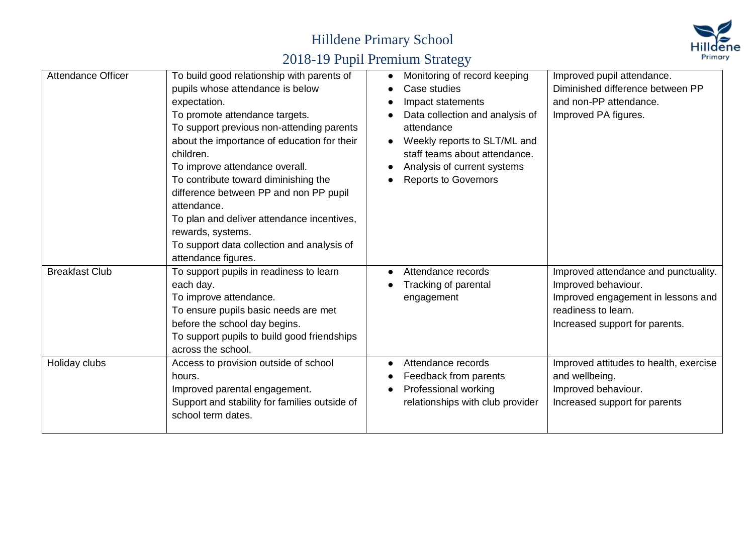| | | | |
|---|---|---|---|
| Attendance Officer | To build good relationship with parents of pupils whose attendance is below expectation.<br>To promote attendance targets.<br>To support previous non-attending parents about the importance of education for their children.<br>To improve attendance overall.<br>To contribute toward diminishing the difference between PP and non PP pupil attendance.<br>To plan and deliver attendance incentives, rewards, systems.<br>To support data collection and analysis of attendance figures. | • Monitoring of record keeping<br>• Case studies<br>• Impact statements<br>• Data collection and analysis of attendance<br>• Weekly reports to SLT/ML and staff teams about attendance.<br>• Analysis of current systems<br>• Reports to Governors | Improved pupil attendance.<br>Diminished difference between PP and non-PP attendance.<br>Improved PA figures. |
| Breakfast Club | To support pupils in readiness to learn each day.<br>To improve attendance.<br>To ensure pupils basic needs are met before the school day begins.<br>To support pupils to build good friendships across the school. | • Attendance records<br>• Tracking of parental engagement | Improved attendance and punctuality.<br>Improved behaviour.<br>Improved engagement in lessons and readiness to learn.<br>Increased support for parents. |
| Holiday clubs | Access to provision outside of school hours.<br>Improved parental engagement.<br>Support and stability for families outside of school term dates. | • Attendance records<br>• Feedback from parents<br>• Professional working relationships with club provider | Improved attitudes to health, exercise and wellbeing.<br>Improved behaviour.<br>Increased support for parents |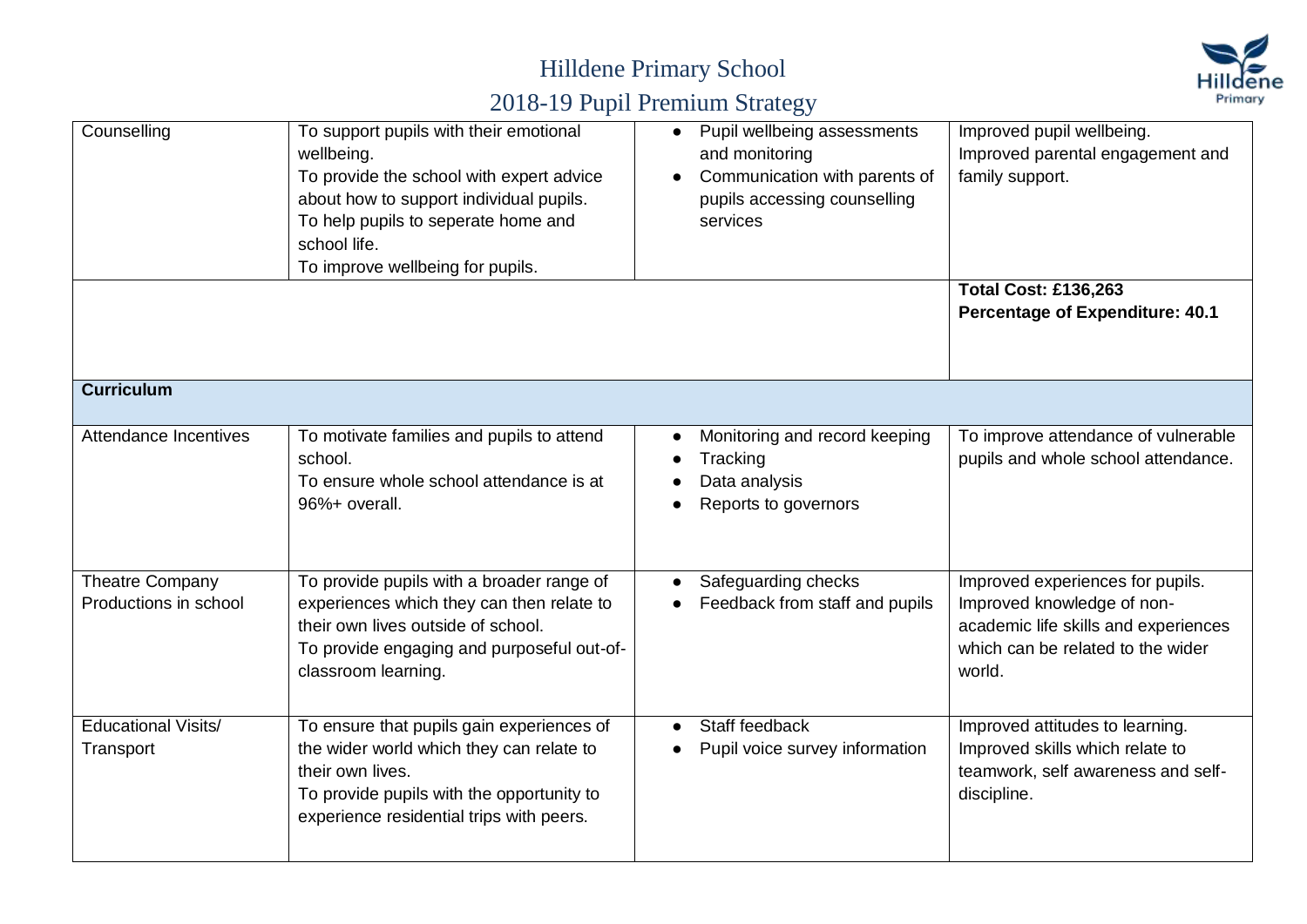| | | | |
|---|---|---|---|
| Counselling | To support pupils with their emotional wellbeing.<br>To provide the school with expert advice about how to support individual pupils.<br>To help pupils to seperate home and school life.<br>To improve wellbeing for pupils. | • Pupil wellbeing assessments and monitoring<br>• Communication with parents of pupils accessing counselling services | Improved pupil wellbeing.<br>Improved parental engagement and family support. |
| | | | **Total Cost: £136,263**<br>**Percentage of Expenditure: 40.1** |
| **Curriculum** | | | |
| Attendance Incentives | To motivate families and pupils to attend school.<br>To ensure whole school attendance is at 96%+ overall. | • Monitoring and record keeping<br>• Tracking<br>• Data analysis<br>• Reports to governors | To improve attendance of vulnerable pupils and whole school attendance. |
| Theatre Company Productions in school | To provide pupils with a broader range of experiences which they can then relate to their own lives outside of school.<br>To provide engaging and purposeful out-of-classroom learning. | • Safeguarding checks<br>• Feedback from staff and pupils | Improved experiences for pupils.<br>Improved knowledge of non-academic life skills and experiences which can be related to the wider world. |
| Educational Visits/ Transport | To ensure that pupils gain experiences of the wider world which they can relate to their own lives.<br>To provide pupils with the opportunity to experience residential trips with peers. | • Staff feedback<br>• Pupil voice survey information | Improved attitudes to learning.<br>Improved skills which relate to teamwork, self awareness and self-discipline. |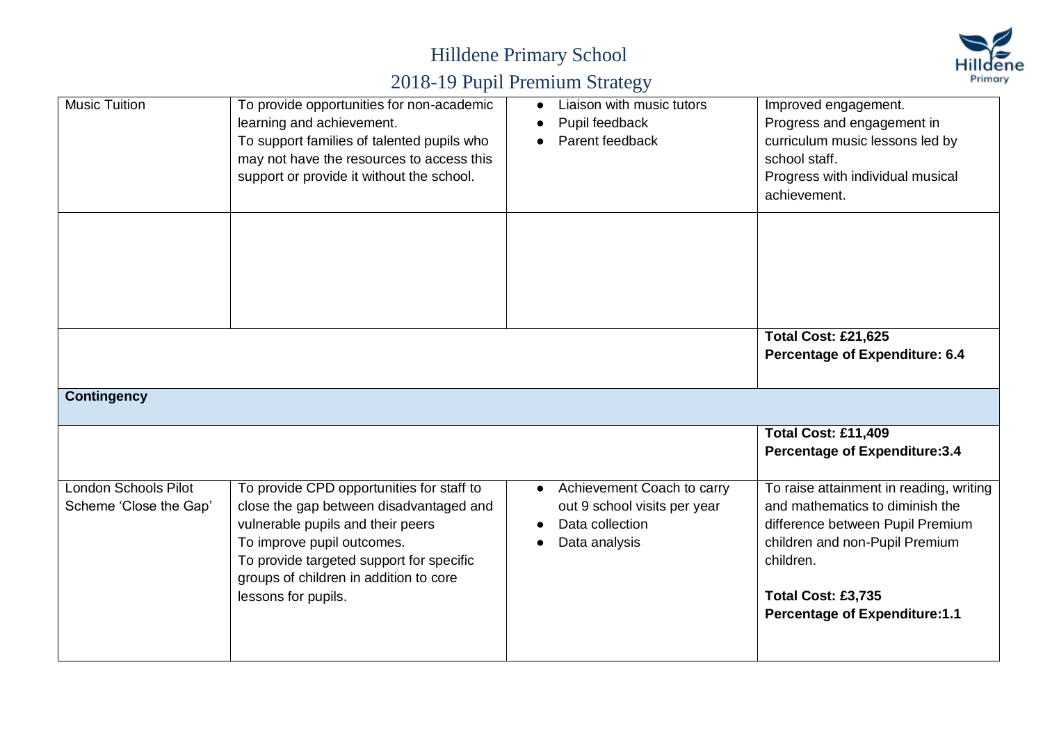| Music Tuition | To provide opportunities for non-academic learning and achievement.<br>To support families of talented pupils who may not have the resources to access this support or provide it without the school. | • Liaison with music tutors<br>• Pupil feedback<br>• Parent feedback | Improved engagement.<br>Progress and engagement in curriculum music lessons led by school staff.<br>Progress with individual musical achievement. |
|---|---|---|---|
| | | | |
| | | | **Total Cost: £21,625**<br>**Percentage of Expenditure: 6.4** |
| **Contingency** | | | |
| | | | **Total Cost: £11,409**<br>**Percentage of Expenditure:3.4** |
| London Schools Pilot Scheme 'Close the Gap' | To provide CPD opportunities for staff to close the gap between disadvantaged and vulnerable pupils and their peers<br>To improve pupil outcomes.<br>To provide targeted support for specific groups of children in addition to core lessons for pupils. | • Achievement Coach to carry out 9 school visits per year<br>• Data collection<br>• Data analysis | To raise attainment in reading, writing and mathematics to diminish the difference between Pupil Premium children and non-Pupil Premium children.<br><br>**Total Cost: £3,735**<br>**Percentage of Expenditure:1.1** |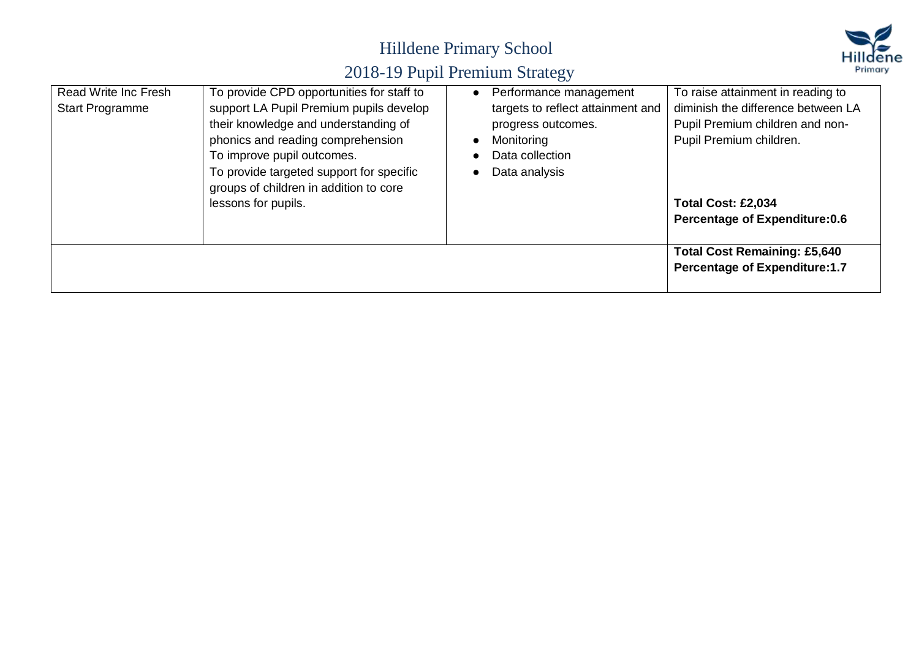# Hilldene Primary School

## 2018-19 Pupil Premium Strategy

| | | | |
|---|---|---|---|
| Read Write Inc Fresh Start Programme | To provide CPD opportunities for staff to support LA Pupil Premium pupils develop their knowledge and understanding of phonics and reading comprehension<br>To improve pupil outcomes.<br>To provide targeted support for specific groups of children in addition to core lessons for pupils. | • Performance management targets to reflect attainment and progress outcomes.<br>• Monitoring<br>• Data collection<br>• Data analysis | To raise attainment in reading to diminish the difference between LA Pupil Premium children and non-Pupil Premium children.<br><br>**Total Cost: £2,034**<br>**Percentage of Expenditure:0.6** |
| | | | **Total Cost Remaining: £5,640**<br>**Percentage of Expenditure:1.7** |